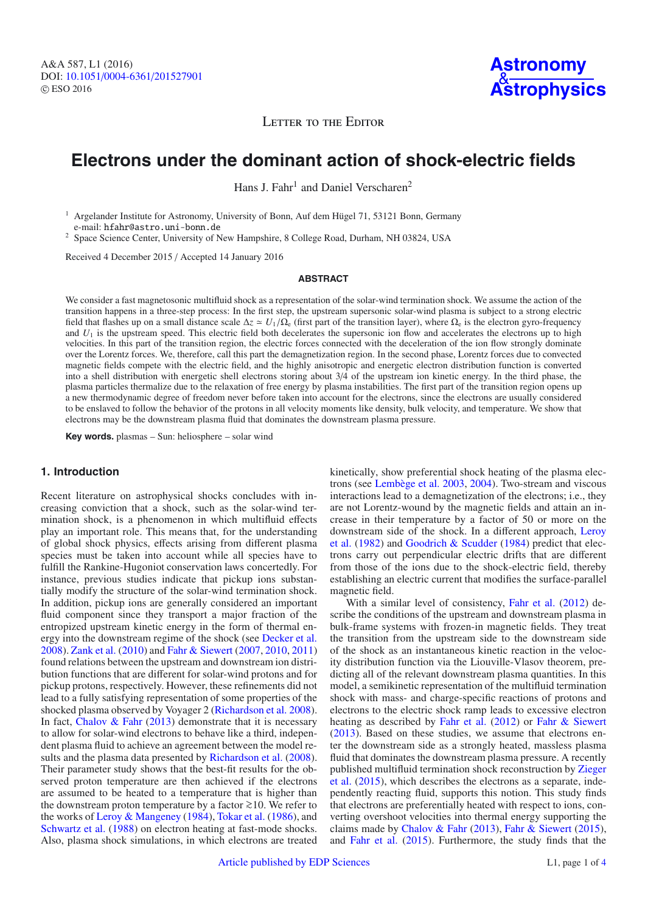Letter to the Editor

# Electrons under the dominant action of shock-electric fields

Hans J. Fahr[1] and Daniel Verscharen[2]

[1] Argelander Institute for Astronomy, University of Bonn, Auf dem Hügel 71, 53121 Bonn, Germany
e-mail: hfahr@astro.uni-bonn.de

[2] Space Science Center, University of New Hampshire, 8 College Road, Durham, NH 03824, USA

Received 4 December 2015 / Accepted 14 January 2016

## ABSTRACT

We consider a fast magnetosonic multifluid shock as a representation of the solar-wind termination shock. We assume the action of the transition happens in a three-step process: In the first step, the upstream supersonic solar-wind plasma is subject to a strong electric field that flashes up on a small distance scale $\Delta z \simeq U_1/\Omega_e$ (first part of the transition layer), where $\Omega_e$ is the electron gyro-frequency and $U_1$ is the upstream speed. This electric field both decelerates the supersonic ion flow and accelerates the electrons up to high velocities. In this part of the transition region, the electric forces connected with the deceleration of the ion flow strongly dominate over the Lorentz forces. We, therefore, call this part the demagnetization region. In the second phase, Lorentz forces due to convected magnetic fields compete with the electric field, and the highly anisotropic and energetic electron distribution function is converted into a shell distribution with energetic shell electrons storing about 3/4 of the upstream ion kinetic energy. In the third phase, the plasma particles thermalize due to the relaxation of free energy by plasma instabilities. The first part of the transition region opens up a new thermodynamic degree of freedom never before taken into account for the electrons, since the electrons are usually considered to be enslaved to follow the behavior of the protons in all velocity moments like density, bulk velocity, and temperature. We show that electrons may be the downstream plasma fluid that dominates the downstream plasma pressure.

**Key words.** plasmas – Sun: heliosphere – solar wind

## 1. Introduction

Recent literature on astrophysical shocks concludes with increasing conviction that a shock, such as the solar-wind termination shock, is a phenomenon in which multifluid effects play an important role. This means that, for the understanding of global shock physics, effects arising from different plasma species must be taken into account while all species have to fulfill the Rankine-Hugoniot conservation laws concertedly. For instance, previous studies indicate that pickup ions substantially modify the structure of the solar-wind termination shock. In addition, pickup ions are generally considered an important fluid component since they transport a major fraction of the entropized upstream kinetic energy in the form of thermal energy into the downstream regime of the shock (see Decker et al. 2008). Zank et al. (2010) and Fahr & Siewert (2007, 2010, 2011) found relations between the upstream and downstream ion distribution functions that are different for solar-wind protons and for pickup protons, respectively. However, these refinements did not lead to a fully satisfying representation of some properties of the shocked plasma observed by Voyager 2 (Richardson et al. 2008). In fact, Chalov & Fahr (2013) demonstrate that it is necessary to allow for solar-wind electrons to behave like a third, independent plasma fluid to achieve an agreement between the model results and the plasma data presented by Richardson et al. (2008). Their parameter study shows that the best-fit results for the observed proton temperature are then achieved if the electrons are assumed to be heated to a temperature that is higher than the downstream proton temperature by a factor $\gtrsim 10$. We refer to the works of Leroy & Mangeney (1984), Tokar et al. (1986), and Schwartz et al. (1988) on electron heating at fast-mode shocks. Also, plasma shock simulations, in which electrons are treated kinetically, show preferential shock heating of the plasma electrons (see Lembège et al. 2003, 2004). Two-stream and viscous interactions lead to a demagnetization of the electrons; i.e., they are not Lorentz-wound by the magnetic fields and attain an increase in their temperature by a factor of 50 or more on the downstream side of the shock. In a different approach, Leroy et al. (1982) and Goodrich & Scudder (1984) predict that electrons carry out perpendicular electric drifts that are different from those of the ions due to the shock-electric field, thereby establishing an electric current that modifies the surface-parallel magnetic field.

With a similar level of consistency, Fahr et al. (2012) describe the conditions of the upstream and downstream plasma in bulk-frame systems with frozen-in magnetic fields. They treat the transition from the upstream side to the downstream side of the shock as an instantaneous kinetic reaction in the velocity distribution function via the Liouville-Vlasov theorem, predicting all of the relevant downstream plasma quantities. In this model, a semikinetic representation of the multifluid termination shock with mass- and charge-specific reactions of protons and electrons to the electric shock ramp leads to excessive electron heating as described by Fahr et al. (2012) or Fahr & Siewert (2013). Based on these studies, we assume that electrons enter the downstream side as a strongly heated, massless plasma fluid that dominates the downstream plasma pressure. A recently published multifluid termination shock reconstruction by Zieger et al. (2015), which describes the electrons as a separate, independently reacting fluid, supports this notion. This study finds that electrons are preferentially heated with respect to ions, converting overshoot velocities into thermal energy supporting the claims made by Chalov & Fahr (2013), Fahr & Siewert (2015), and Fahr et al. (2015). Furthermore, the study finds that the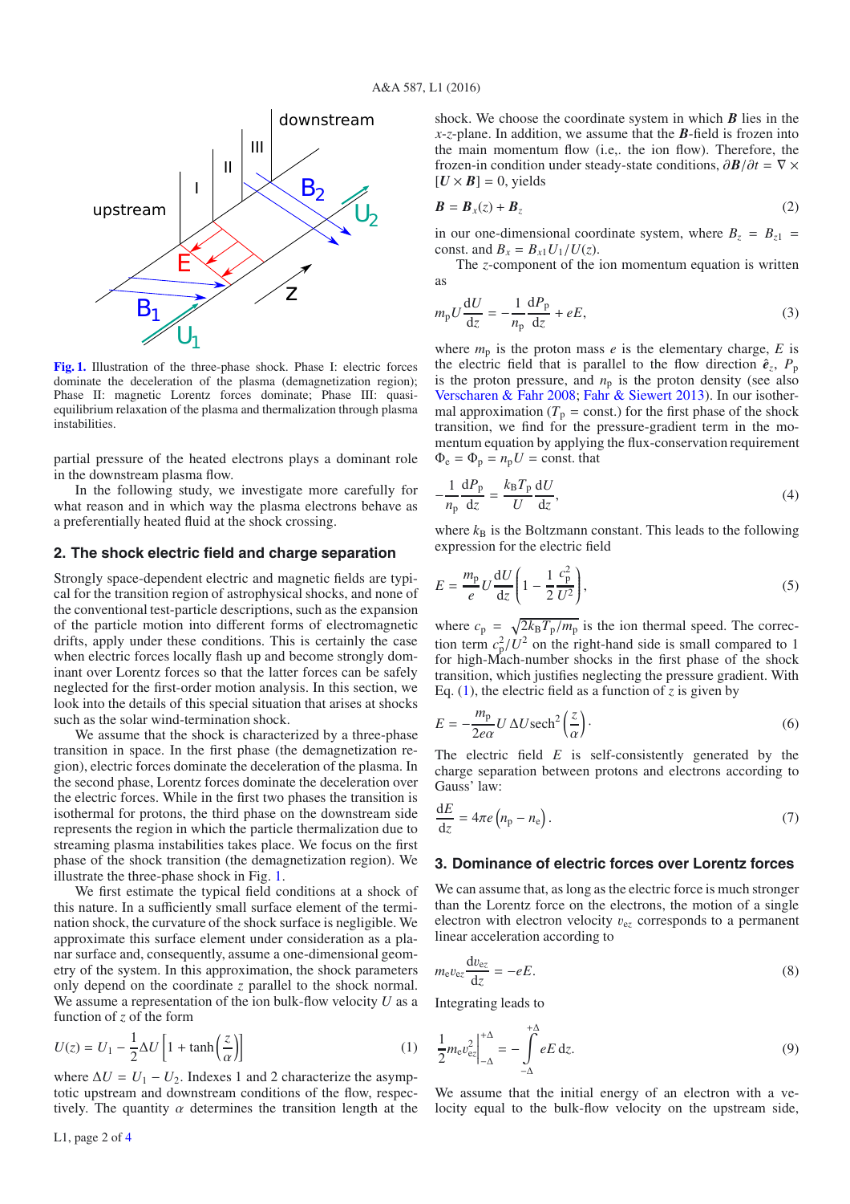upstream

downstream

I

II

III

E

$B_1$

$B_2$

$U_1$

$U_2$

z

**Fig. 1.** Illustration of the three-phase shock. Phase I: electric forces dominate the deceleration of the plasma (demagnetization region); Phase II: magnetic Lorentz forces dominate; Phase III: quasi-equilibrium relaxation of the plasma and thermalization through plasma instabilities.

partial pressure of the heated electrons plays a dominant role in the downstream plasma flow.

In the following study, we investigate more carefully for what reason and in which way the plasma electrons behave as a preferentially heated fluid at the shock crossing.

## 2. The shock electric field and charge separation

Strongly space-dependent electric and magnetic fields are typical for the transition region of astrophysical shocks, and none of the conventional test-particle descriptions, such as the separation of the particle motion into different forms of electromagnetic drifts, apply under these conditions. This is certainly the case when electric forces locally flash up and become strongly dominant over Lorentz forces so that the latter forces can be safely neglected for the first-order motion analysis. In this section, we look into the details of this special situation that arises at shocks such as the solar wind-termination shock.

We assume that the shock is characterized by a three-phase transition in space. In the first phase (the demagnetization region), electric forces dominate the deceleration of the plasma. In the second phase, Lorentz forces dominate the deceleration over the electric forces. While in the first two phases the transition is isothermal for protons, the third phase on the downstream side represents the region in which the particle thermalization due to streaming plasma instabilities takes place. We focus on the first phase of the shock transition (the demagnetization region). We illustrate the three-phase shock in Fig. 1.

We first estimate the typical field conditions at a shock of this nature. In a sufficiently small surface element of the termination shock, the curvature of the shock surface is negligible. We approximate this surface element under consideration as a planar surface and, consequently, assume a one-dimensional geometry of the system. In this approximation, the shock parameters only depend on the coordinate $z$ parallel to the shock normal. We assume a representation of the ion bulk-flow velocity $U$ as a function of $z$ of the form

$$U(z) = U_1 - \frac{1}{2}\Delta U \left[1 + \tanh\left(\frac{z}{\alpha}\right)\right] \tag{1}$$

where $\Delta U = U_1 - U_2$. Indexes 1 and 2 characterize the asymptotic upstream and downstream conditions of the flow, respectively. The quantity $\alpha$ determines the transition length at the shock. We choose the coordinate system in which $\boldsymbol{B}$ lies in the $x$-$z$-plane. In addition, we assume that the $\boldsymbol{B}$-field is frozen into the main momentum flow (i.e,. the ion flow). Therefore, the frozen-in condition under steady-state conditions, $\partial \boldsymbol{B}/\partial t = \nabla \times [\boldsymbol{U} \times \boldsymbol{B}] = 0$, yields

$$\boldsymbol{B} = \boldsymbol{B}_x(z) + \boldsymbol{B}_z \tag{2}$$

in our one-dimensional coordinate system, where $B_z = B_{z1} =$ const. and $B_x = B_{x1}U_1/U(z)$.

The $z$-component of the ion momentum equation is written as

$$m_\text{p} U \frac{\text{d}U}{\text{d}z} = -\frac{1}{n_\text{p}}\frac{\text{d}P_\text{p}}{\text{d}z} + eE, \tag{3}$$

where $m_\text{p}$ is the proton mass $e$ is the elementary charge, $E$ is the electric field that is parallel to the flow direction $\hat{\boldsymbol{e}}_z$, $P_\text{p}$ is the proton pressure, and $n_\text{p}$ is the proton density (see also Verscharen & Fahr 2008; Fahr & Siewert 2013). In our isothermal approximation ($T_\text{p} =$ const.) for the first phase of the shock transition, we find for the pressure-gradient term in the momentum equation by applying the flux-conservation requirement $\Phi_\text{e} = \Phi_\text{p} = n_\text{p} U =$ const. that

$$-\frac{1}{n_\text{p}}\frac{\text{d}P_\text{p}}{\text{d}z} = \frac{k_\text{B} T_\text{p}}{U}\frac{\text{d}U}{\text{d}z}, \tag{4}$$

where $k_\text{B}$ is the Boltzmann constant. This leads to the following expression for the electric field

$$E = \frac{m_\text{p}}{e} U \frac{\text{d}U}{\text{d}z}\left(1 - \frac{1}{2}\frac{c_\text{p}^2}{U^2}\right), \tag{5}$$

where $c_\text{p} = \sqrt{2k_\text{B}T_\text{p}/m_\text{p}}$ is the ion thermal speed. The correction term $c_\text{p}^2/U^2$ on the right-hand side is small compared to 1 for high-Mach-number shocks in the first phase of the shock transition, which justifies neglecting the pressure gradient. With Eq. (1), the electric field as a function of $z$ is given by

$$E = -\frac{m_\text{p}}{2e\alpha} U \,\Delta U \text{sech}^2\left(\frac{z}{\alpha}\right). \tag{6}$$

The electric field $E$ is self-consistently generated by the charge separation between protons and electrons according to Gauss' law:

$$\frac{\text{d}E}{\text{d}z} = 4\pi e \left(n_\text{p} - n_\text{e}\right). \tag{7}$$

## 3. Dominance of electric forces over Lorentz forces

We can assume that, as long as the electric force is much stronger than the Lorentz force on the electrons, the motion of a single electron with electron velocity $v_{\text{e}z}$ corresponds to a permanent linear acceleration according to

$$m_\text{e} v_{\text{e}z} \frac{\text{d}v_{\text{e}z}}{\text{d}z} = -eE. \tag{8}$$

Integrating leads to

$$\frac{1}{2} m_\text{e} v_{\text{e}z}^2 \Big|_{-\Delta}^{+\Delta} = -\int_{-\Delta}^{+\Delta} eE\,\text{d}z. \tag{9}$$

We assume that the initial energy of an electron with a velocity equal to the bulk-flow velocity on the upstream side,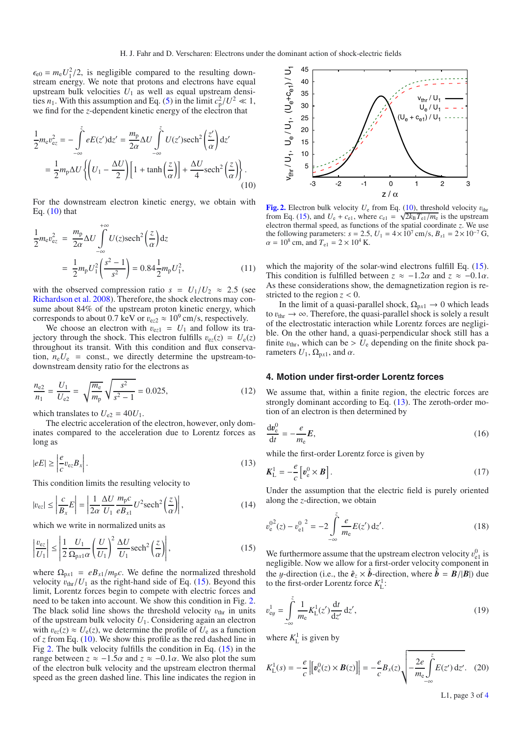$\epsilon_{e0} = m_e U_1^2/2$, is negligible compared to the resulting downstream energy. We note that protons and electrons have equal upstream bulk velocities $U_1$ as well as equal upstream densities $n_1$. With this assumption and Eq. (5) in the limit $c_p^2/U^2 \ll 1$, we find for the $z$-dependent kinetic energy of the electron that

$$
\begin{aligned}
\frac{1}{2}m_e v_{ez}^2 &= -\int_{-\infty}^{z} eE(z')\mathrm{d}z' = \frac{m_p}{2\alpha}\Delta U \int_{-\infty}^{z} U(z')\mathrm{sech}^2\left(\frac{z'}{\alpha}\right)\mathrm{d}z' \\
&= \frac{1}{2}m_p \Delta U \left\{ \left(U_1 - \frac{\Delta U}{2}\right)\left[1 + \tanh\left(\frac{z}{\alpha}\right)\right] + \frac{\Delta U}{4}\mathrm{sech}^2\left(\frac{z}{\alpha}\right)\right\}.
\end{aligned} \tag{10}
$$

For the downstream electron kinetic energy, we obtain with Eq. (10) that

$$
\begin{aligned}
\frac{1}{2}m_e v_{ez}^2 &= \frac{m_p}{2\alpha}\Delta U \int_{-\infty}^{+\infty} U(z)\mathrm{sech}^2\left(\frac{z}{\alpha}\right)\mathrm{d}z \\
&= \frac{1}{2}m_p U_1^2\left(\frac{s^2-1}{s^2}\right) = 0.84\frac{1}{2}m_p U_1^2,
\end{aligned} \tag{11}
$$

with the observed compression ratio $s = U_1/U_2 \approx 2.5$ (see Richardson et al. 2008). Therefore, the shock electrons may consume about 84% of the upstream proton kinetic energy, which corresponds to about 0.7 keV or $v_{ez2} \approx 10^9$ cm/s, respectively.

We choose an electron with $v_{ez1} = U_1$ and follow its trajectory through the shock. This electron fulfills $v_{ez}(z) = U_e(z)$ throughout its transit. With this condition and flux conservation, $n_e U_e = \mathrm{const.}$, we directly determine the upstream-to-downstream density ratio for the electrons as

$$
\frac{n_{e2}}{n_1} = \frac{U_1}{U_{e2}} = \sqrt{\frac{m_e}{m_p}}\sqrt{\frac{s^2}{s^2-1}} = 0.025, \tag{12}
$$

which translates to $U_{e2} = 40U_1$.

The electric acceleration of the electron, however, only dominates compared to the acceleration due to Lorentz forces as long as

$$
|eE| \geq \left|\frac{e}{c}v_{ez}B_x\right|. \tag{13}
$$

This condition limits the resulting velocity to

$$
|v_{ez}| \leq \left|\frac{c}{B_x}E\right| = \left|\frac{1}{2\alpha}\frac{\Delta U}{U_1}\frac{m_p c}{eB_{x1}}U^2\mathrm{sech}^2\left(\frac{z}{\alpha}\right)\right|, \tag{14}
$$

which we write in normalized units as

$$
\left|\frac{v_{ez}}{U_1}\right| \leq \left|\frac{1}{2}\frac{U_1}{\Omega_{px1}\alpha}\left(\frac{U}{U_1}\right)^2\frac{\Delta U}{U_1}\mathrm{sech}^2\left(\frac{z}{\alpha}\right)\right|, \tag{15}
$$

where $\Omega_{px1} = eB_{x1}/m_p c$. We define the normalized threshold velocity $v_{thr}/U_1$ as the right-hand side of Eq. (15). Beyond this limit, Lorentz forces begin to compete with electric forces and need to be taken into account. We show this condition in Fig. 2. The black solid line shows the threshold velocity $v_{thr}$ in units of the upstream bulk velocity $U_1$. Considering again an electron with $v_{ez}(z) \approx U_e(z)$, we determine the profile of $U_e$ as a function of $z$ from Eq. (10). We show this profile as the red dashed line in Fig 2. The bulk velocity fulfills the condition in Eq. (15) in the range between $z \approx -1.5\alpha$ and $z \approx -0.1\alpha$. We also plot the sum of the electron bulk velocity and the upstream electron thermal speed as the green dashed line. This line indicates the region in which the majority of the solar-wind electrons fulfill Eq. (15). This condition is fulfilled between $z \approx -1.2\alpha$ and $z \approx -0.1\alpha$. As these considerations show, the demagnetization region is restricted to the region $z < 0$.

In the limit of a quasi-parallel shock, $\Omega_{px1} \to 0$ which leads to $v_{thr} \to \infty$. Therefore, the quasi-parallel shock is solely a result of the electrostatic interaction while Lorentz forces are negligible. On the other hand, a quasi-perpendicular shock still has a finite $v_{thr}$, which can be $> U_e$ depending on the finite shock parameters $U_1$, $\Omega_{px1}$, and $\alpha$.

**Fig. 2.** Electron bulk velocity $U_e$ from Eq. (10), threshold velocity $v_{thr}$ from Eq. (15), and $U_e + c_{e1}$, where $c_{e1} = \sqrt{2k_B T_{e1}/m_e}$ is the upstream electron thermal speed, as functions of the spatial coordinate $z$. We use the following parameters: $s = 2.5$, $U_1 = 4\times10^7$ cm/s, $B_{x1} = 2\times10^{-7}$ G, $\alpha = 10^8$ cm, and $T_{e1} = 2\times10^4$ K.

## 4. Motion under first-order Lorentz forces

We assume that, within a finite region, the electric forces are strongly dominant according to Eq. (13). The zeroth-order motion of an electron is then determined by

$$
\frac{\mathrm{d}\boldsymbol{v}_e^0}{\mathrm{d}t} = -\frac{e}{m_e}\boldsymbol{E}, \tag{16}
$$

while the first-order Lorentz force is given by

$$
\boldsymbol{K}_L^1 = -\frac{e}{c}\left[\boldsymbol{v}_e^0 \times \boldsymbol{B}\right]. \tag{17}
$$

Under the assumption that the electric field is purely oriented along the $z$-direction, we obtain

$$
v_e^{0\,2}(z) - v_{e1}^{0\;2} = -2\int_{-\infty}^{z}\frac{e}{m_e}E(z')\,\mathrm{d}z'. \tag{18}
$$

We furthermore assume that the upstream electron velocity $v_{e1}^0$ is negligible. Now we allow for a first-order velocity component in the $y$-direction (i.e., the $\hat{\boldsymbol{e}}_z \times \hat{\boldsymbol{b}}$-direction, where $\hat{\boldsymbol{b}} = \boldsymbol{B}/|\boldsymbol{B}|$) due to the first-order Lorentz force $K_L^1$:

$$
v_{ey}^1 = \int_{-\infty}^{z}\frac{1}{m_e}K_L^1(z')\frac{\mathrm{d}t}{\mathrm{d}z'}\,\mathrm{d}z', \tag{19}
$$

where $K_L^1$ is given by

$$
K_L^1(s) = -\frac{e}{c}\left|\left[\boldsymbol{v}_e^0(z)\times\boldsymbol{B}(z)\right]\right| = -\frac{e}{c}B_x(z)\sqrt{-\frac{2e}{m_e}\int_{-\infty}^{z}E(z')\,\mathrm{d}z'}. \tag{20}
$$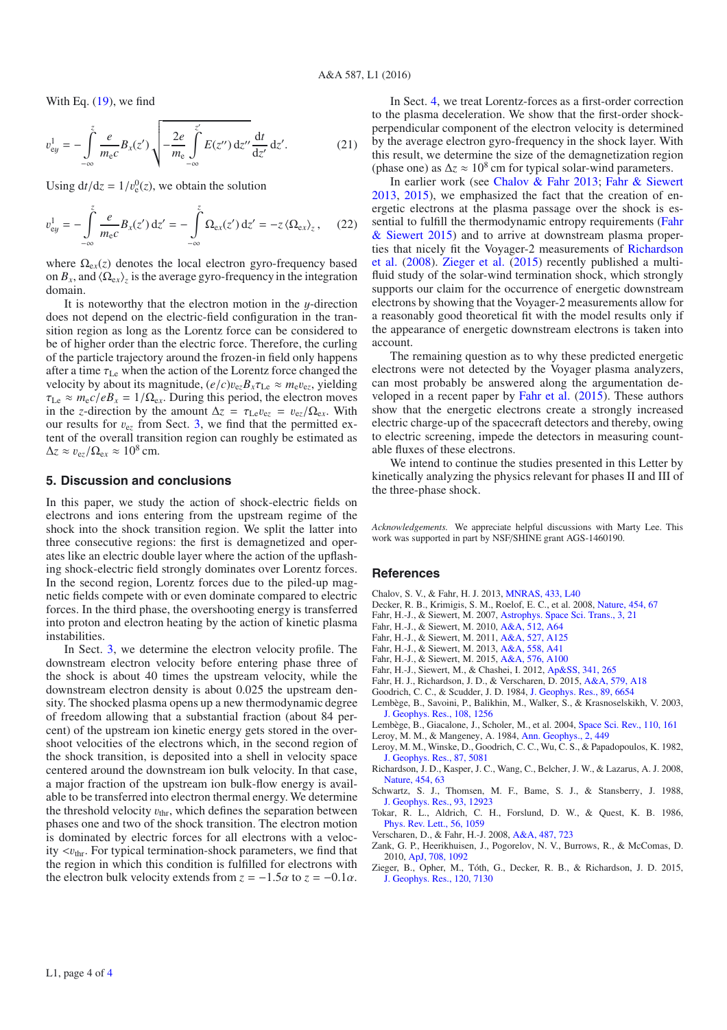With Eq. (19), we find

$$v_{ey}^{1} = -\int_{-\infty}^{z} \frac{e}{m_e c} B_x(z') \sqrt{-\frac{2e}{m_e}\int_{-\infty}^{z'} E(z'')\,\mathrm{d}z''}\,\frac{\mathrm{d}t}{\mathrm{d}z'}\,\mathrm{d}z'. \tag{21}$$

Using $\mathrm{d}t/\mathrm{d}z = 1/v_e^0(z)$, we obtain the solution

$$v_{ey}^{1} = -\int_{-\infty}^{z} \frac{e}{m_e c} B_x(z')\,\mathrm{d}z' = -\int_{-\infty}^{z} \Omega_{ex}(z')\,\mathrm{d}z' = -z\,\langle\Omega_{ex}\rangle_z\,, \tag{22}$$

where $\Omega_{ex}(z)$ denotes the local electron gyro-frequency based on $B_x$, and $\langle\Omega_{ex}\rangle_z$ is the average gyro-frequency in the integration domain.

It is noteworthy that the electron motion in the $y$-direction does not depend on the electric-field configuration in the transition region as long as the Lorentz force can be considered to be of higher order than the electric force. Therefore, the curling of the particle trajectory around the frozen-in field only happens after a time $\tau_{\mathrm{Le}}$ when the action of the Lorentz force changed the velocity by about its magnitude, $(e/c)v_{ez}B_x\tau_{\mathrm{Le}} \approx m_e v_{ez}$, yielding $\tau_{\mathrm{Le}} \approx m_e c/eB_x = 1/\Omega_{ex}$. During this period, the electron moves in the $z$-direction by the amount $\Delta z = \tau_{\mathrm{Le}} v_{ez} = v_{ez}/\Omega_{ex}$. With our results for $v_{ez}$ from Sect. 3, we find that the permitted extent of the overall transition region can roughly be estimated as $\Delta z \approx v_{ez}/\Omega_{ex} \approx 10^8$ cm.

## 5. Discussion and conclusions

In this paper, we study the action of shock-electric fields on electrons and ions entering from the upstream regime of the shock into the shock transition region. We split the latter into three consecutive regions: the first is demagnetized and operates like an electric double layer where the action of the upflashing shock-electric field strongly dominates over Lorentz forces. In the second region, Lorentz forces due to the piled-up magnetic fields compete with or even dominate compared to electric forces. In the third phase, the overshooting energy is transferred into proton and electron heating by the action of kinetic plasma instabilities.

In Sect. 3, we determine the electron velocity profile. The downstream electron velocity before entering phase three of the shock is about 40 times the upstream velocity, while the downstream electron density is about 0.025 the upstream density. The shocked plasma opens up a new thermodynamic degree of freedom allowing that a substantial fraction (about 84 percent) of the upstream ion kinetic energy gets stored in the overshoot velocities of the electrons which, in the second region of the shock transition, is deposited into a shell in velocity space centered around the downstream ion bulk velocity. In that case, a major fraction of the upstream ion bulk-flow energy is available to be transferred into electron thermal energy. We determine the threshold velocity $v_{\mathrm{thr}}$, which defines the separation between phases one and two of the shock transition. The electron motion is dominated by electric forces for all electrons with a velocity $<v_{\mathrm{thr}}$. For typical termination-shock parameters, we find that the region in which this condition is fulfilled for electrons with the electron bulk velocity extends from $z = -1.5\alpha$ to $z = -0.1\alpha$.

In Sect. 4, we treat Lorentz-forces as a first-order correction to the plasma deceleration. We show that the first-order shock-perpendicular component of the electron velocity is determined by the average electron gyro-frequency in the shock layer. With this result, we determine the size of the demagnetization region (phase one) as $\Delta z \approx 10^8$ cm for typical solar-wind parameters.

In earlier work (see Chalov & Fahr 2013; Fahr & Siewert 2013, 2015), we emphasized the fact that the creation of energetic electrons at the plasma passage over the shock is essential to fulfill the thermodynamic entropy requirements (Fahr & Siewert 2015) and to arrive at downstream plasma properties that nicely fit the Voyager-2 measurements of Richardson et al. (2008). Zieger et al. (2015) recently published a multifluid study of the solar-wind termination shock, which strongly supports our claim for the occurrence of energetic downstream electrons by showing that the Voyager-2 measurements allow for a reasonably good theoretical fit with the model results only if the appearance of energetic downstream electrons is taken into account.

The remaining question as to why these predicted energetic electrons were not detected by the Voyager plasma analyzers, can most probably be answered along the argumentation developed in a recent paper by Fahr et al. (2015). These authors show that the energetic electrons create a strongly increased electric charge-up of the spacecraft detectors and thereby, owing to electric screening, impede the detectors in measuring countable fluxes of these electrons.

We intend to continue the studies presented in this Letter by kinetically analyzing the physics relevant for phases II and III of the three-phase shock.

*Acknowledgements.* We appreciate helpful discussions with Marty Lee. This work was supported in part by NSF/SHINE grant AGS-1460190.

## References

Chalov, S. V., & Fahr, H. J. 2013, MNRAS, 433, L40
Decker, R. B., Krimigis, S. M., Roelof, E. C., et al. 2008, Nature, 454, 67
Fahr, H.-J., & Siewert, M. 2007, Astrophys. Space Sci. Trans., 3, 21
Fahr, H.-J., & Siewert, M. 2010, A&A, 512, A64
Fahr, H.-J., & Siewert, M. 2011, A&A, 527, A125
Fahr, H.-J., & Siewert, M. 2013, A&A, 558, A41
Fahr, H.-J., & Siewert, M. 2015, A&A, 576, A100
Fahr, H.-J., Siewert, M., & Chashei, I. 2012, Ap&SS, 341, 265
Fahr, H. J., Richardson, J. D., & Verscharen, D. 2015, A&A, 579, A18
Goodrich, C. C., & Scudder, J. D. 1984, J. Geophys. Res., 89, 6654
Lembège, B., Savoini, P., Balikhin, M., Walker, S., & Krasnoselskikh, V. 2003, J. Geophys. Res., 108, 1256
Lembège, B., Giacalone, J., Scholer, M., et al. 2004, Space Sci. Rev., 110, 161
Leroy, M. M., & Mangeney, A. 1984, Ann. Geophys., 2, 449
Leroy, M. M., Winske, D., Goodrich, C. C., Wu, C. S., & Papadopoulos, K. 1982, J. Geophys. Res., 87, 5081
Richardson, J. D., Kasper, J. C., Wang, C., Belcher, J. W., & Lazarus, A. J. 2008, Nature, 454, 63
Schwartz, S. J., Thomsen, M. F., Bame, S. J., & Stansberry, J. 1988, J. Geophys. Res., 93, 12923
Tokar, R. L., Aldrich, C. H., Forslund, D. W., & Quest, K. B. 1986, Phys. Rev. Lett., 56, 1059
Verscharen, D., & Fahr, H.-J. 2008, A&A, 487, 723
Zank, G. P., Heerikhuisen, J., Pogorelov, N. V., Burrows, R., & McComas, D. 2010, ApJ, 708, 1092
Zieger, B., Opher, M., Tóth, G., Decker, R. B., & Richardson, J. D. 2015, J. Geophys. Res., 120, 7130